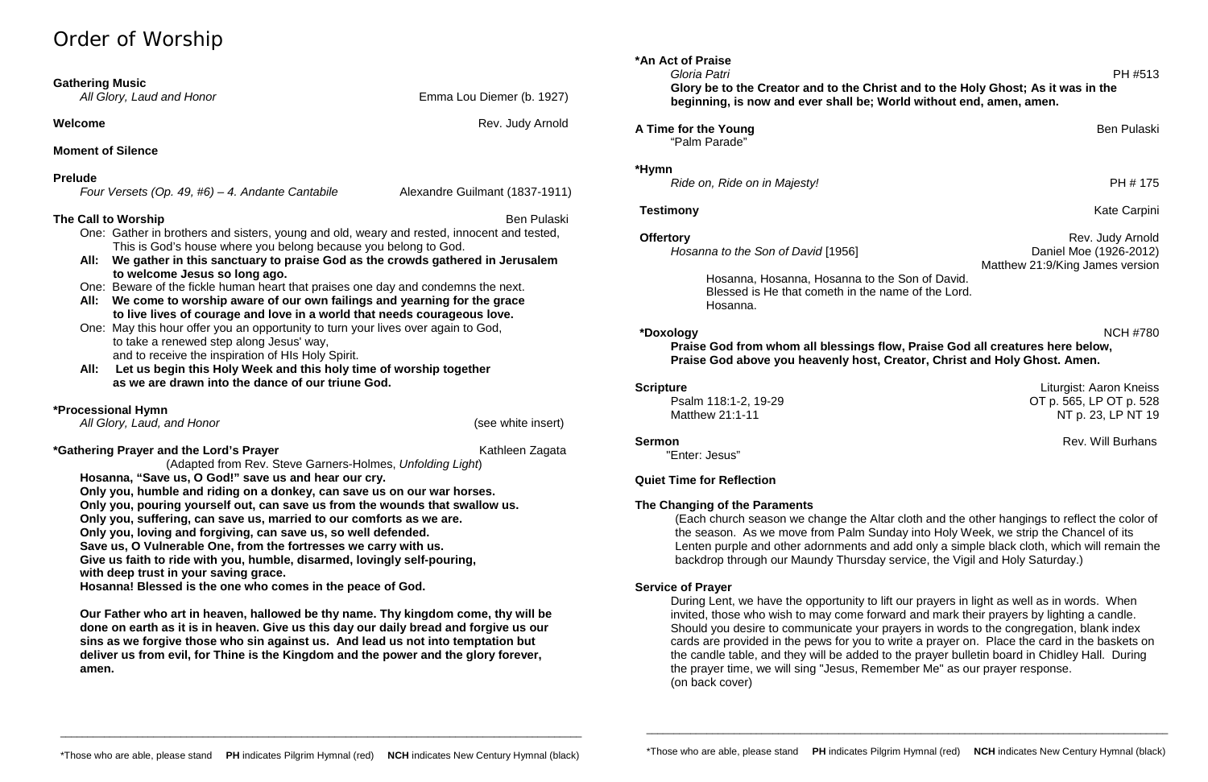# Order of Worship

**Gathering Music**
*All Glory, Laud and Honor* — Emma Lou Diemer (b. 1927)

**Welcome** — Rev. Judy Arnold

**Moment of Silence**

**Prelude**
*Four Versets (Op. 49, #6) – 4. Andante Cantabile* — Alexandre Guilmant (1837-1911)

**The Call to Worship** — Ben Pulaski

One: Gather in brothers and sisters, young and old, weary and rested, innocent and tested, This is God's house where you belong because you belong to God.

**All: We gather in this sanctuary to praise God as the crowds gathered in Jerusalem to welcome Jesus so long ago.**

One: Beware of the fickle human heart that praises one day and condemns the next.

**All: We come to worship aware of our own failings and yearning for the grace to live lives of courage and love in a world that needs courageous love.**

One: May this hour offer you an opportunity to turn your lives over again to God, to take a renewed step along Jesus' way, and to receive the inspiration of HIs Holy Spirit.

**All: Let us begin this Holy Week and this holy time of worship together as we are drawn into the dance of our triune God.**

**\*Processional Hymn**
*All Glory, Laud, and Honor* — (see white insert)

**\*Gathering Prayer and the Lord's Prayer** — Kathleen Zagata
(Adapted from Rev. Steve Garners-Holmes, *Unfolding Light*)

**Hosanna, "Save us, O God!" save us and hear our cry.**
**Only you, humble and riding on a donkey, can save us on our war horses.**
**Only you, pouring yourself out, can save us from the wounds that swallow us.**
**Only you, suffering, can save us, married to our comforts as we are.**
**Only you, loving and forgiving, can save us, so well defended.**
**Save us, O Vulnerable One, from the fortresses we carry with us.**
**Give us faith to ride with you, humble, disarmed, lovingly self-pouring, with deep trust in your saving grace.**
**Hosanna! Blessed is the one who comes in the peace of God.**

**Our Father who art in heaven, hallowed be thy name. Thy kingdom come, thy will be done on earth as it is in heaven. Give us this day our daily bread and forgive us our sins as we forgive those who sin against us. And lead us not into temptation but deliver us from evil, for Thine is the Kingdom and the power and the glory forever, amen.**

**\*An Act of Praise**
*Gloria Patri* — PH #513
**Glory be to the Creator and to the Christ and to the Holy Ghost; As it was in the beginning, is now and ever shall be; World without end, amen, amen.**

**A Time for the Young** — Ben Pulaski
"Palm Parade"

**\*Hymn**
*Ride on, Ride on in Majesty!* — PH # 175

**Testimony** — Kate Carpini

**Offertory** — Rev. Judy Arnold
*Hosanna to the Son of David* [1956] — Daniel Moe (1926-2012)
Matthew 21:9/King James version

Hosanna, Hosanna, Hosanna to the Son of David.
Blessed is He that cometh in the name of the Lord.
Hosanna.

**\*Doxology** — NCH #780
**Praise God from whom all blessings flow, Praise God all creatures here below, Praise God above you heavenly host, Creator, Christ and Holy Ghost. Amen.**

**Scripture** — Liturgist: Aaron Kneiss
Psalm 118:1-2, 19-29 — OT p. 565, LP OT p. 528
Matthew 21:1-11 — NT p. 23, LP NT 19

**Sermon** — Rev. Will Burhans
"Enter: Jesus"

**Quiet Time for Reflection**

**The Changing of the Paraments**
(Each church season we change the Altar cloth and the other hangings to reflect the color of the season. As we move from Palm Sunday into Holy Week, we strip the Chancel of its Lenten purple and other adornments and add only a simple black cloth, which will remain the backdrop through our Maundy Thursday service, the Vigil and Holy Saturday.)

**Service of Prayer**
During Lent, we have the opportunity to lift our prayers in light as well as in words. When invited, those who wish to may come forward and mark their prayers by lighting a candle. Should you desire to communicate your prayers in words to the congregation, blank index cards are provided in the pews for you to write a prayer on. Place the card in the baskets on the candle table, and they will be added to the prayer bulletin board in Chidley Hall. During the prayer time, we will sing "Jesus, Remember Me" as our prayer response. (on back cover)

\*Those who are able, please stand **PH** indicates Pilgrim Hymnal (red) **NCH** indicates New Century Hymnal (black)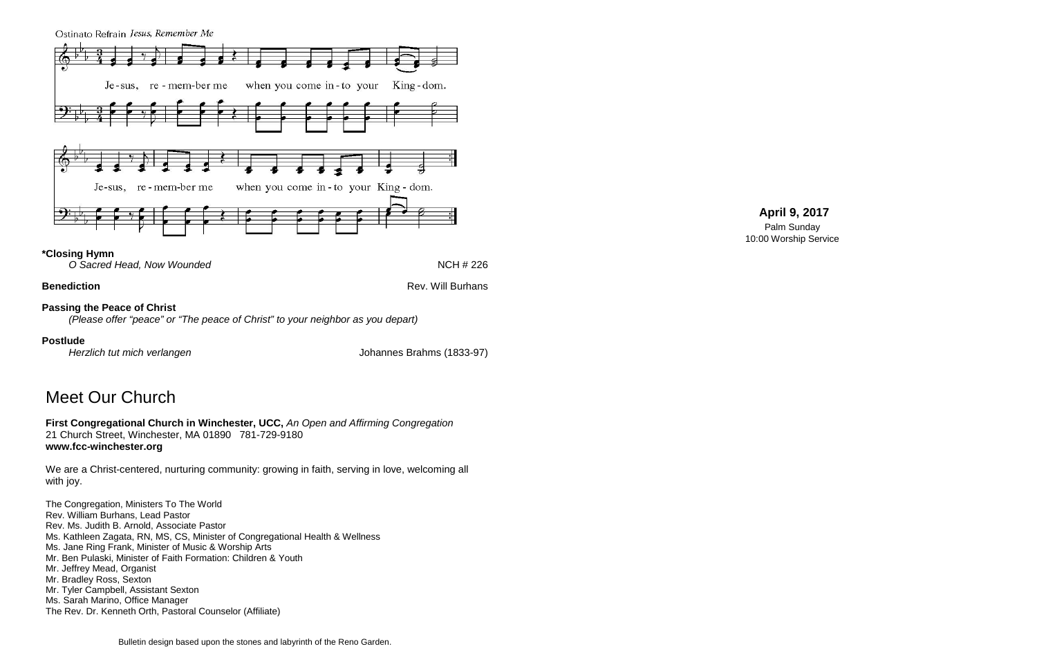Ostinato Refrain *Jesus, Remember Me*

Je-sus, re-mem-ber me when you come in-to your King-dom.

Je-sus, re-mem-ber me when you come in-to your King-dom.

**\*Closing Hymn**
*O Sacred Head, Now Wounded* NCH # 226

**Benediction** Rev. Will Burhans

**Passing the Peace of Christ**
*(Please offer "peace" or "The peace of Christ" to your neighbor as you depart)*

**Postlude**
*Herzlich tut mich verlangen* Johannes Brahms (1833-97)

# Meet Our Church

**First Congregational Church in Winchester, UCC,** *An Open and Affirming Congregation*
21 Church Street, Winchester, MA 01890 781-729-9180
**www.fcc-winchester.org**

We are a Christ-centered, nurturing community: growing in faith, serving in love, welcoming all with joy.

The Congregation, Ministers To The World
Rev. William Burhans, Lead Pastor
Rev. Ms. Judith B. Arnold, Associate Pastor
Ms. Kathleen Zagata, RN, MS, CS, Minister of Congregational Health & Wellness
Ms. Jane Ring Frank, Minister of Music & Worship Arts
Mr. Ben Pulaski, Minister of Faith Formation: Children & Youth
Mr. Jeffrey Mead, Organist
Mr. Bradley Ross, Sexton
Mr. Tyler Campbell, Assistant Sexton
Ms. Sarah Marino, Office Manager
The Rev. Dr. Kenneth Orth, Pastoral Counselor (Affiliate)

Bulletin design based upon the stones and labyrinth of the Reno Garden.

**April 9, 2017**
Palm Sunday
10:00 Worship Service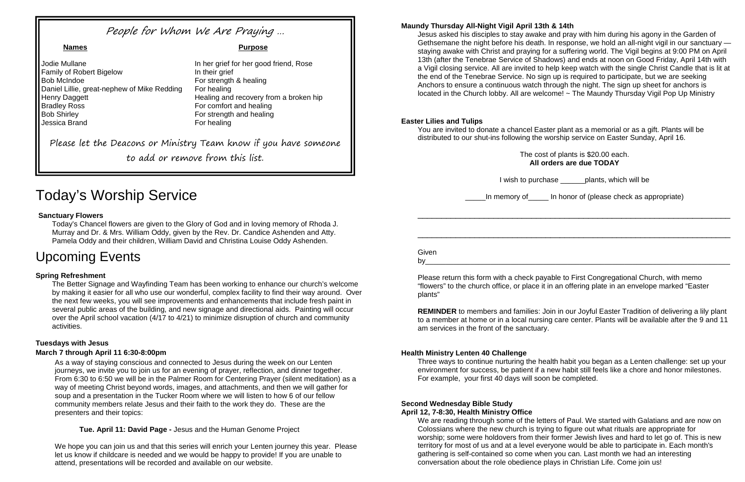## People for Whom We Are Praying …

| Names | Purpose |
|---|---|
| Jodie Mullane | In her grief for her good friend, Rose |
| Family of Robert Bigelow | In their grief |
| Bob McIndoe | For strength & healing |
| Daniel Lillie, great-nephew of Mike Redding | For healing |
| Henry Daggett | Healing and recovery from a broken hip |
| Bradley Ross | For comfort and healing |
| Bob Shirley | For strength and healing |
| Jessica Brand | For healing |

Please let the Deacons or Ministry Team know if you have someone to add or remove from this list.

# Today's Worship Service

**Sanctuary Flowers**

Today's Chancel flowers are given to the Glory of God and in loving memory of Rhoda J. Murray and Dr. & Mrs. William Oddy, given by the Rev. Dr. Candice Ashenden and Atty. Pamela Oddy and their children, William David and Christina Louise Oddy Ashenden.

# Upcoming Events

**Spring Refreshment**

The Better Signage and Wayfinding Team has been working to enhance our church's welcome by making it easier for all who use our wonderful, complex facility to find their way around. Over the next few weeks, you will see improvements and enhancements that include fresh paint in several public areas of the building, and new signage and directional aids. Painting will occur over the April school vacation (4/17 to 4/21) to minimize disruption of church and community activities.

**Tuesdays with Jesus**
**March 7 through April 11 6:30-8:00pm**

As a way of staying conscious and connected to Jesus during the week on our Lenten journeys, we invite you to join us for an evening of prayer, reflection, and dinner together. From 6:30 to 6:50 we will be in the Palmer Room for Centering Prayer (silent meditation) as a way of meeting Christ beyond words, images, and attachments, and then we will gather for soup and a presentation in the Tucker Room where we will listen to how 6 of our fellow community members relate Jesus and their faith to the work they do. These are the presenters and their topics:

**Tue. April 11: David Page -** Jesus and the Human Genome Project

We hope you can join us and that this series will enrich your Lenten journey this year. Please let us know if childcare is needed and we would be happy to provide! If you are unable to attend, presentations will be recorded and available on our website.

**Maundy Thursday All-Night Vigil April 13th & 14th**

Jesus asked his disciples to stay awake and pray with him during his agony in the Garden of Gethsemane the night before his death. In response, we hold an all-night vigil in our sanctuary — staying awake with Christ and praying for a suffering world. The Vigil begins at 9:00 PM on April 13th (after the Tenebrae Service of Shadows) and ends at noon on Good Friday, April 14th with a Vigil closing service. All are invited to help keep watch with the single Christ Candle that is lit at the end of the Tenebrae Service. No sign up is required to participate, but we are seeking Anchors to ensure a continuous watch through the night. The sign up sheet for anchors is located in the Church lobby. All are welcome! ~ The Maundy Thursday Vigil Pop Up Ministry

**Easter Lilies and Tulips**

You are invited to donate a chancel Easter plant as a memorial or as a gift. Plants will be distributed to our shut-ins following the worship service on Easter Sunday, April 16.

The cost of plants is $20.00 each.
**All orders are due TODAY**

I wish to purchase ______plants, which will be

_____In memory of_____ In honor of (please check as appropriate)

______________________________________________________________________________

______________________________________________________________________________

Given by______________________________________________________________________

Please return this form with a check payable to First Congregational Church, with memo "flowers" to the church office, or place it in an offering plate in an envelope marked "Easter plants"

**REMINDER** to members and families: Join in our Joyful Easter Tradition of delivering a lily plant to a member at home or in a local nursing care center. Plants will be available after the 9 and 11 am services in the front of the sanctuary.

**Health Ministry Lenten 40 Challenge**

Three ways to continue nurturing the health habit you began as a Lenten challenge: set up your environment for success, be patient if a new habit still feels like a chore and honor milestones. For example, your first 40 days will soon be completed.

**Second Wednesday Bible Study**
**April 12, 7-8:30, Health Ministry Office**

We are reading through some of the letters of Paul. We started with Galatians and are now on Colossians where the new church is trying to figure out what rituals are appropriate for worship; some were holdovers from their former Jewish lives and hard to let go of. This is new territory for most of us and at a level everyone would be able to participate in. Each month's gathering is self-contained so come when you can. Last month we had an interesting conversation about the role obedience plays in Christian Life. Come join us!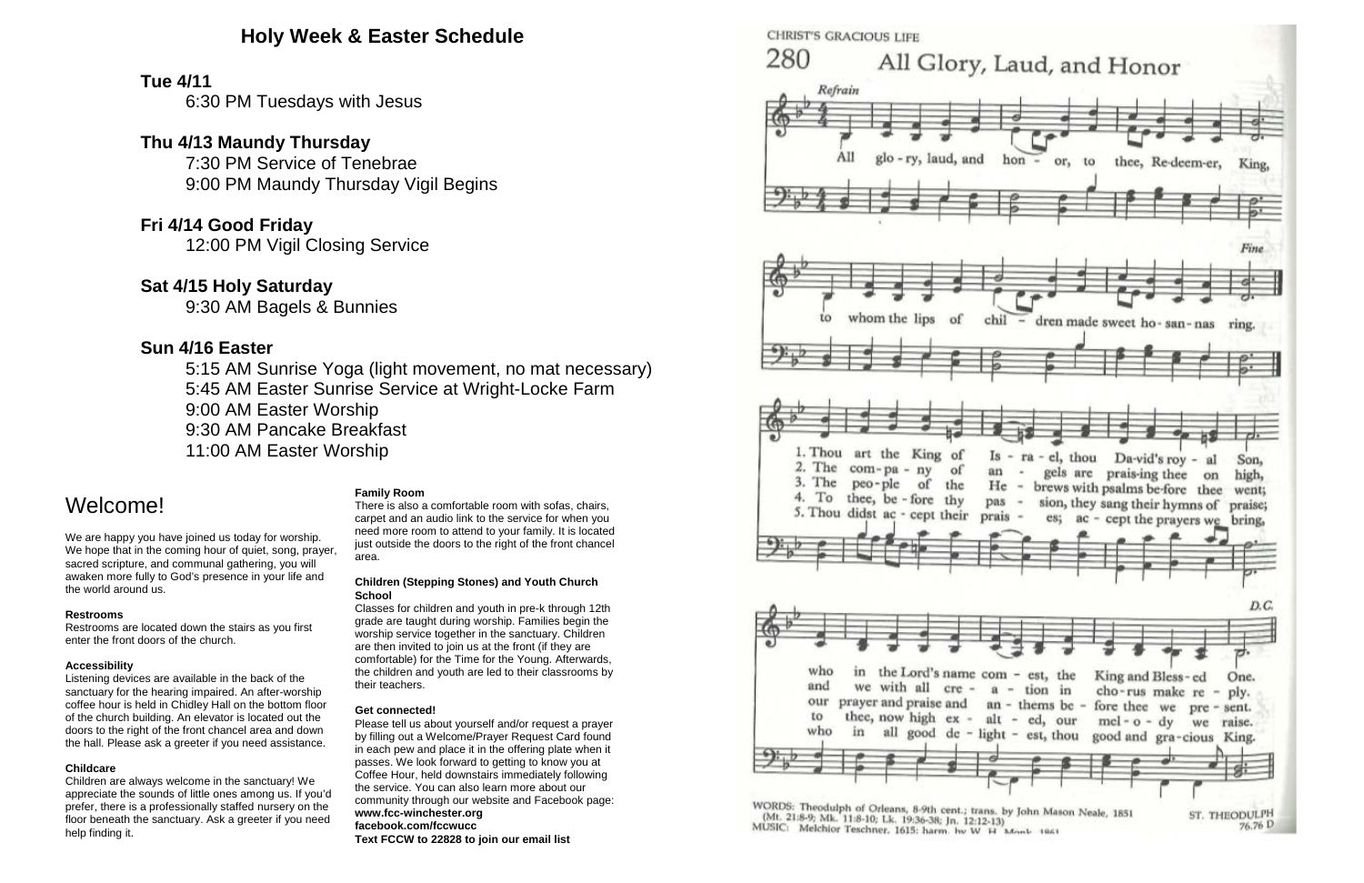## Holy Week & Easter Schedule

**Tue 4/11**

6:30 PM Tuesdays with Jesus

**Thu 4/13 Maundy Thursday**

7:30 PM Service of Tenebrae
9:00 PM Maundy Thursday Vigil Begins

**Fri 4/14 Good Friday**

12:00 PM Vigil Closing Service

**Sat 4/15 Holy Saturday**

9:30 AM Bagels & Bunnies

**Sun 4/16 Easter**

5:15 AM Sunrise Yoga (light movement, no mat necessary)
5:45 AM Easter Sunrise Service at Wright-Locke Farm
9:00 AM Easter Worship
9:30 AM Pancake Breakfast
11:00 AM Easter Worship

# Welcome!

We are happy you have joined us today for worship. We hope that in the coming hour of quiet, song, prayer, sacred scripture, and communal gathering, you will awaken more fully to God's presence in your life and the world around us.

**Restrooms**

Restrooms are located down the stairs as you first enter the front doors of the church.

**Accessibility**

Listening devices are available in the back of the sanctuary for the hearing impaired. An after-worship coffee hour is held in Chidley Hall on the bottom floor of the church building. An elevator is located out the doors to the right of the front chancel area and down the hall. Please ask a greeter if you need assistance.

**Childcare**

Children are always welcome in the sanctuary! We appreciate the sounds of little ones among us. If you'd prefer, there is a professionally staffed nursery on the floor beneath the sanctuary. Ask a greeter if you need help finding it.

**Family Room**

There is also a comfortable room with sofas, chairs, carpet and an audio link to the service for when you need more room to attend to your family. It is located just outside the doors to the right of the front chancel area.

**Children (Stepping Stones) and Youth Church School**

Classes for children and youth in pre-k through 12th grade are taught during worship. Families begin the worship service together in the sanctuary. Children are then invited to join us at the front (if they are comfortable) for the Time for the Young. Afterwards, the children and youth are led to their classrooms by their teachers.

**Get connected!**

Please tell us about yourself and/or request a prayer by filling out a Welcome/Prayer Request Card found in each pew and place it in the offering plate when it passes. We look forward to getting to know you at Coffee Hour, held downstairs immediately following the service. You can also learn more about our community through our website and Facebook page:
**www.fcc-winchester.org**
**facebook.com/fccwucc**
**Text FCCW to 22828 to join our email list**

CHRIST'S GRACIOUS LIFE

## 280 All Glory, Laud, and Honor

*Refrain*

All glory, laud, and honor, to thee, Redeemer, King, to whom the lips of children made sweet hosannas ring. *Fine*

1. Thou art the King of Israel, thou David's royal Son, who in the Lord's name comest, the King and Blessed One.
2. The company of angels are praising thee on high, and we with all creation in chorus make reply.
3. The people of the Hebrews with psalms before thee went; our prayer and praise and anthems before thee we present.
4. To thee, before thy passion, they sang their hymns of praise; to thee, now high exalted, our melody we raise.
5. Thou didst accept their praises; accept the prayers we bring, who in all good delightest, thou good and gracious King.

*D.C.*

WORDS: Theodulph of Orleans, 8-9th cent.; trans. by John Mason Neale, 1851 (Mt. 21:8-9; Mk. 11:8-10; Lk. 19:36-38; Jn. 12:12-13)
MUSIC: Melchior Teschner, 1615; harm. by W. H. Monk, 1861

ST. THEODULPH
76.76 D